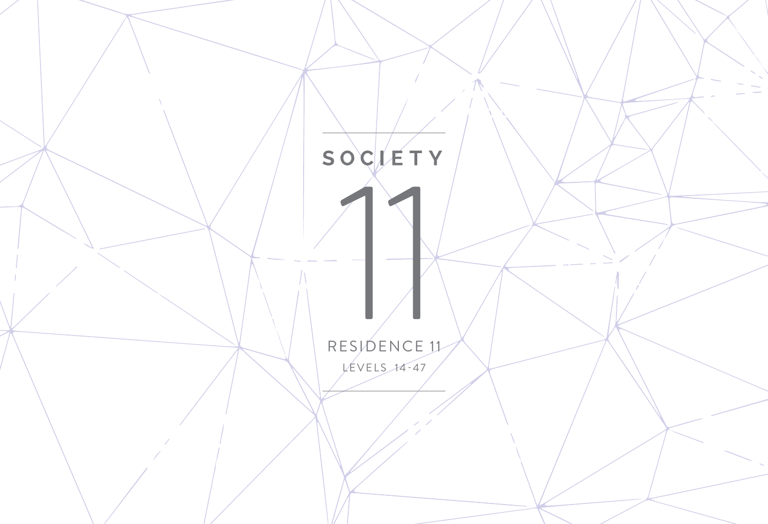# SOCIETY 11

RESIDENCE 11

LEVELS 14-47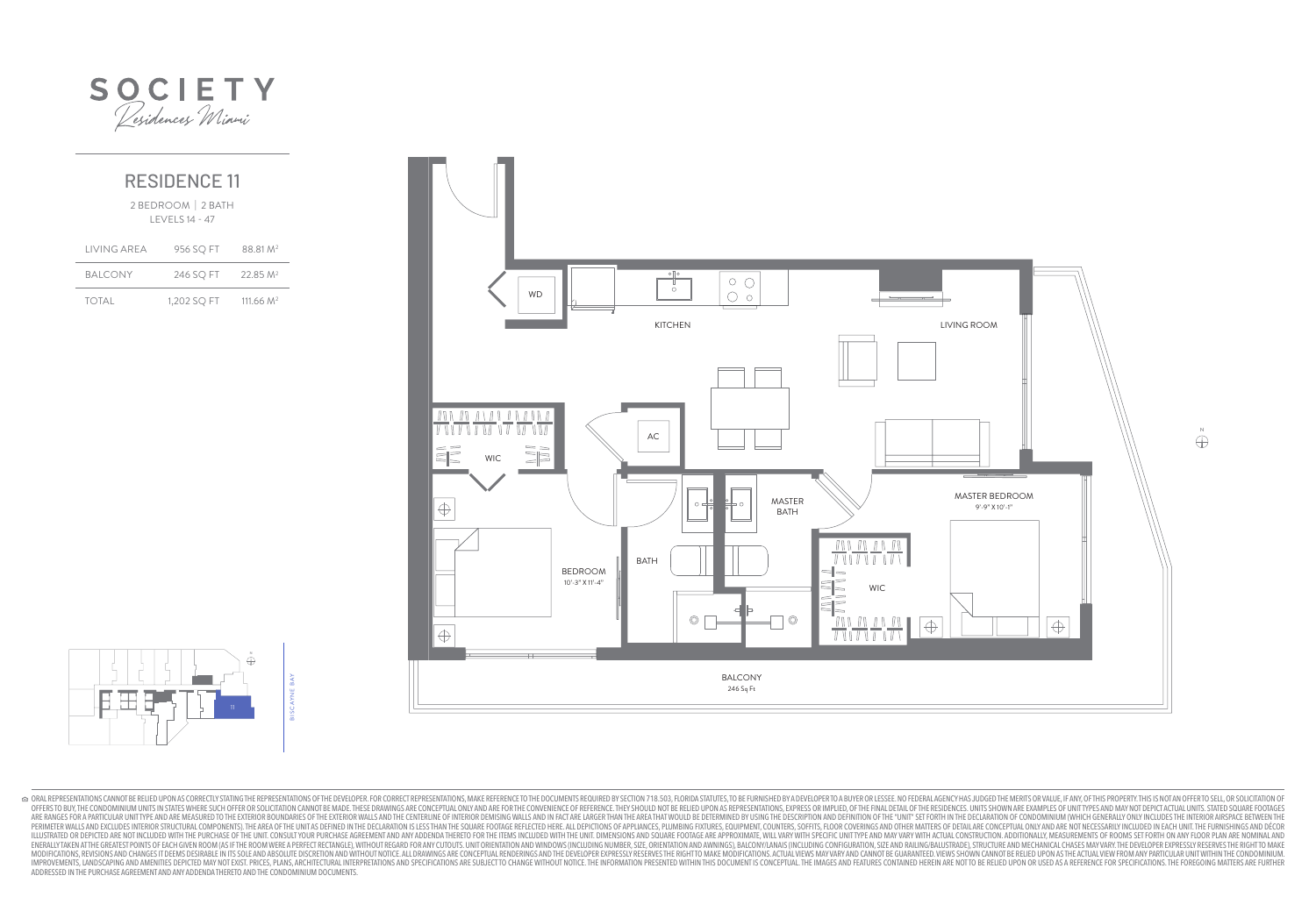# SOCIETY

*Residences Miami*

## RESIDENCE 11

2 BEDROOM | 2 BATH
LEVELS 14 - 47

| | | |
|---|---|---|
| LIVING AREA | 956 SQ FT | 88.81 M² |
| BALCONY | 246 SQ FT | 22.85 M² |
| TOTAL | 1,202 SQ FT | 111.66 M² |

WD

KITCHEN

LIVING ROOM

WIC

AC

MASTER BATH

MASTER BEDROOM
9'-9" X 10'-1"

BEDROOM
10'-3" X 11'-4"

BATH

WIC

BALCONY
246 Sq Ft

N

11

BISCAYNE BAY

ORAL REPRESENTATIONS CANNOT BE RELIED UPON AS CORRECTLY STATING THE REPRESENTATIONS OF THE DEVELOPER. FOR CORRECT REPRESENTATIONS, MAKE REFERENCE TO THE DOCUMENTS REQUIRED BY SECTION 718.503, FLORIDA STATUTES, TO BE FURNISHED BY A DEVELOPER TO A BUYER OR LESSEE. NO FEDERAL AGENCY HAS JUDGED THE MERITS OR VALUE, IF ANY, OF THIS PROPERTY. THIS IS NOT AN OFFER TO SELL, OR SOLICITATION OF OFFERS TO BUY, THE CONDOMINIUM UNITS IN STATES WHERE SUCH OFFER OR SOLICITATION CANNOT BE MADE. THESE DRAWINGS ARE CONCEPTUAL ONLY AND ARE FOR THE CONVENIENCE OF REFERENCE. THEY SHOULD NOT BE RELIED UPON AS REPRESENTATIONS, EXPRESS OR IMPLIED, OF THE FINAL DETAIL OF THE RESIDENCES. UNITS SHOWN ARE EXAMPLES OF UNIT TYPES AND MAY NOT DEPICT ACTUAL UNITS. STATED SQUARE FOOTAGES ARE RANGES FOR A PARTICULAR UNIT TYPE AND ARE MEASURED TO THE EXTERIOR BOUNDARIES OF THE EXTERIOR WALLS AND THE CENTERLINE OF INTERIOR DEMISING WALLS AND IN FACT ARE LARGER THAN THE AREA THAT WOULD BE DETERMINED BY USING THE DESCRIPTION AND DEFINITION OF THE "UNIT" SET FORTH IN THE DECLARATION OF CONDOMINIUM (WHICH GENERALLY ONLY INCLUDES THE INTERIOR AIRSPACE BETWEEN THE PERIMETER WALLS AND EXCLUDES INTERIOR STRUCTURAL COMPONENTS). THE AREA OF THE UNIT AS DEFINED IN THE DECLARATION IS LESS THAN THE SQUARE FOOTAGE REFLECTED HERE. ALL DEPICTIONS OF APPLIANCES, PLUMBING FIXTURES, EQUIPMENT, COUNTERS, SOFFITS, FLOOR COVERINGS AND OTHER MATTERS OF DETAIL ARE CONCEPTUAL ONLY AND ARE NOT NECESSARILY INCLUDED IN EACH UNIT. THE FURNISHINGS AND DÉCOR ILLUSTRATED OR DEPICTED ARE NOT INCLUDED WITH THE PURCHASE OF THE UNIT. CONSULT YOUR PURCHASE AGREEMENT AND ANY ADDENDA THERETO FOR THE ITEMS INCLUDED WITH THE UNIT. DIMENSIONS AND SQUARE FOOTAGE ARE APPROXIMATE, WILL VARY WITH SPECIFIC UNIT TYPE AND MAY VARY WITH ACTUAL CONSTRUCTION. ADDITIONALLY, MEASUREMENTS OF ROOMS SET FORTH ON ANY FLOOR PLAN ARE NOMINAL AND GENERALLY TAKEN AT THE GREATEST POINTS OF EACH GIVEN ROOM (AS IF THE ROOM WERE A PERFECT RECTANGLE), WITHOUT REGARD FOR ANY CUTOUTS. UNIT ORIENTATION AND WINDOWS (INCLUDING NUMBER, SIZE, ORIENTATION AND AWNINGS), BALCONY/LANAIS (INCLUDING CONFIGURATION, SIZE AND RAILING/BALUSTRADE), STRUCTURE AND MECHANICAL CHASES MAY VARY. THE DEVELOPER EXPRESSLY RESERVES THE RIGHT TO MAKE MODIFICATIONS, REVISIONS AND CHANGES IT DEEMS DESIRABLE IN ITS SOLE AND ABSOLUTE DISCRETION AND WITHOUT NOTICE. ALL DRAWINGS ARE CONCEPTUAL RENDERINGS AND THE DEVELOPER EXPRESSLY RESERVES THE RIGHT TO MAKE MODIFICATIONS. ACTUAL VIEWS MAY VARY AND CANNOT BE GUARANTEED. VIEWS SHOWN CANNOT BE RELIED UPON AS THE ACTUAL VIEW FROM ANY PARTICULAR UNIT WITHIN THE CONDOMINIUM. IMPROVEMENTS, LANDSCAPING AND AMENITIES DEPICTED MAY NOT EXIST. PRICES, PLANS, ARCHITECTURAL INTERPRETATIONS AND SPECIFICATIONS ARE SUBJECT TO CHANGE WITHOUT NOTICE. THE INFORMATION PRESENTED WITHIN THIS DOCUMENT IS CONCEPTUAL. THE IMAGES AND FEATURES CONTAINED HEREIN ARE NOT TO BE RELIED UPON OR USED AS A REFERENCE FOR SPECIFICATIONS. THE FOREGOING MATTERS ARE FURTHER ADDRESSED IN THE PURCHASE AGREEMENT AND ANY ADDENDA THERETO AND THE CONDOMINIUM DOCUMENTS.